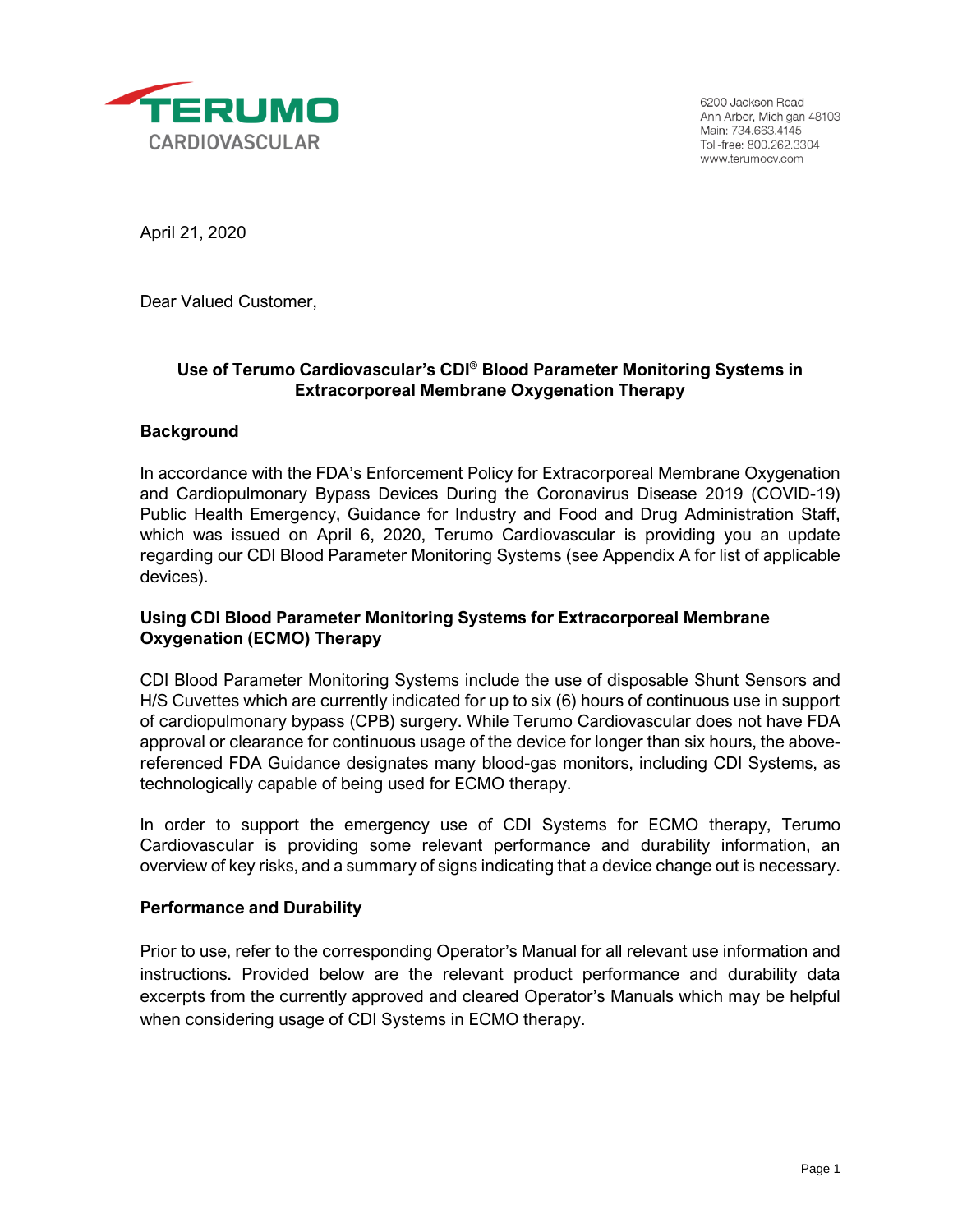TERUMO
CARDIOVASCULAR

6200 Jackson Road
Ann Arbor, Michigan 48103
Main: 734.663.4145
Toll-free: 800.262.3304
www.terumocv.com

April 21, 2020

Dear Valued Customer,

**Use of Terumo Cardiovascular's CDI® Blood Parameter Monitoring Systems in Extracorporeal Membrane Oxygenation Therapy**

**Background**

In accordance with the FDA's Enforcement Policy for Extracorporeal Membrane Oxygenation and Cardiopulmonary Bypass Devices During the Coronavirus Disease 2019 (COVID-19) Public Health Emergency, Guidance for Industry and Food and Drug Administration Staff, which was issued on April 6, 2020, Terumo Cardiovascular is providing you an update regarding our CDI Blood Parameter Monitoring Systems (see Appendix A for list of applicable devices).

**Using CDI Blood Parameter Monitoring Systems for Extracorporeal Membrane Oxygenation (ECMO) Therapy**

CDI Blood Parameter Monitoring Systems include the use of disposable Shunt Sensors and H/S Cuvettes which are currently indicated for up to six (6) hours of continuous use in support of cardiopulmonary bypass (CPB) surgery. While Terumo Cardiovascular does not have FDA approval or clearance for continuous usage of the device for longer than six hours, the above-referenced FDA Guidance designates many blood-gas monitors, including CDI Systems, as technologically capable of being used for ECMO therapy.

In order to support the emergency use of CDI Systems for ECMO therapy, Terumo Cardiovascular is providing some relevant performance and durability information, an overview of key risks, and a summary of signs indicating that a device change out is necessary.

**Performance and Durability**

Prior to use, refer to the corresponding Operator's Manual for all relevant use information and instructions. Provided below are the relevant product performance and durability data excerpts from the currently approved and cleared Operator's Manuals which may be helpful when considering usage of CDI Systems in ECMO therapy.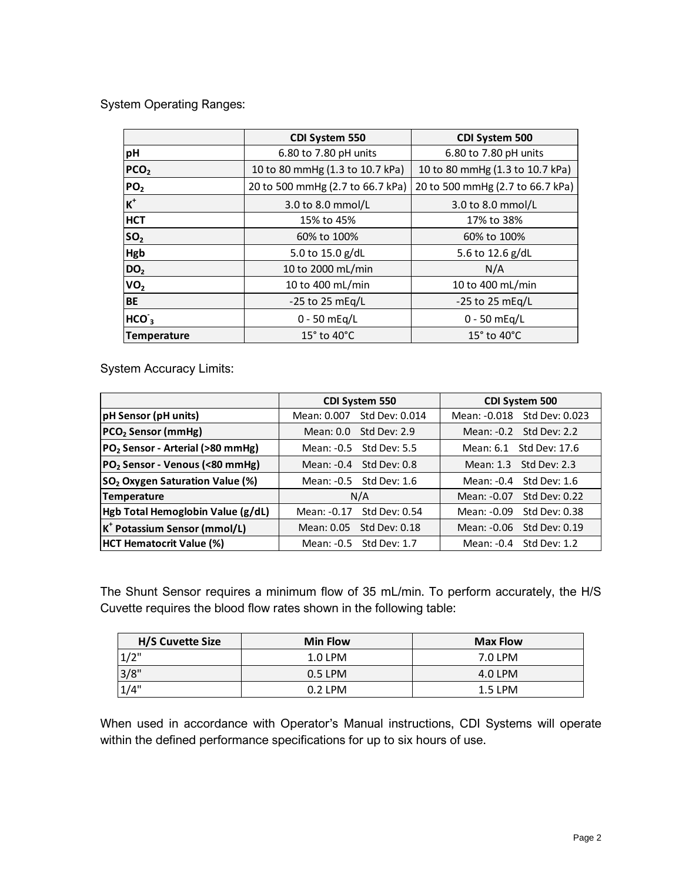System Operating Ranges:

| | CDI System 550 | CDI System 500 |
|---|---|---|
| **pH** | 6.80 to 7.80 pH units | 6.80 to 7.80 pH units |
| **$PCO_2$** | 10 to 80 mmHg (1.3 to 10.7 kPa) | 10 to 80 mmHg (1.3 to 10.7 kPa) |
| **$PO_2$** | 20 to 500 mmHg (2.7 to 66.7 kPa) | 20 to 500 mmHg (2.7 to 66.7 kPa) |
| **$K^+$** | 3.0 to 8.0 mmol/L | 3.0 to 8.0 mmol/L |
| **HCT** | 15% to 45% | 17% to 38% |
| **$SO_2$** | 60% to 100% | 60% to 100% |
| **Hgb** | 5.0 to 15.0 g/dL | 5.6 to 12.6 g/dL |
| **$DO_2$** | 10 to 2000 mL/min | N/A |
| **$VO_2$** | 10 to 400 mL/min | 10 to 400 mL/min |
| **BE** | -25 to 25 mEq/L | -25 to 25 mEq/L |
| **$HCO^-_3$** | 0 - 50 mEq/L | 0 - 50 mEq/L |
| **Temperature** | 15° to 40°C | 15° to 40°C |

System Accuracy Limits:

| | CDI System 550 | CDI System 500 |
|---|---|---|
| **pH Sensor (pH units)** | Mean: 0.007 Std Dev: 0.014 | Mean: -0.018 Std Dev: 0.023 |
| **$PCO_2$ Sensor (mmHg)** | Mean: 0.0 Std Dev: 2.9 | Mean: -0.2 Std Dev: 2.2 |
| **$PO_2$ Sensor - Arterial (>80 mmHg)** | Mean: -0.5 Std Dev: 5.5 | Mean: 6.1 Std Dev: 17.6 |
| **$PO_2$ Sensor - Venous (<80 mmHg)** | Mean: -0.4 Std Dev: 0.8 | Mean: 1.3 Std Dev: 2.3 |
| **$SO_2$ Oxygen Saturation Value (%)** | Mean: -0.5 Std Dev: 1.6 | Mean: -0.4 Std Dev: 1.6 |
| **Temperature** | N/A | Mean: -0.07 Std Dev: 0.22 |
| **Hgb Total Hemoglobin Value (g/dL)** | Mean: -0.17 Std Dev: 0.54 | Mean: -0.09 Std Dev: 0.38 |
| **$K^+$ Potassium Sensor (mmol/L)** | Mean: 0.05 Std Dev: 0.18 | Mean: -0.06 Std Dev: 0.19 |
| **HCT Hematocrit Value (%)** | Mean: -0.5 Std Dev: 1.7 | Mean: -0.4 Std Dev: 1.2 |

The Shunt Sensor requires a minimum flow of 35 mL/min. To perform accurately, the H/S Cuvette requires the blood flow rates shown in the following table:

| H/S Cuvette Size | Min Flow | Max Flow |
|---|---|---|
| 1/2" | 1.0 LPM | 7.0 LPM |
| 3/8" | 0.5 LPM | 4.0 LPM |
| 1/4" | 0.2 LPM | 1.5 LPM |

When used in accordance with Operator's Manual instructions, CDI Systems will operate within the defined performance specifications for up to six hours of use.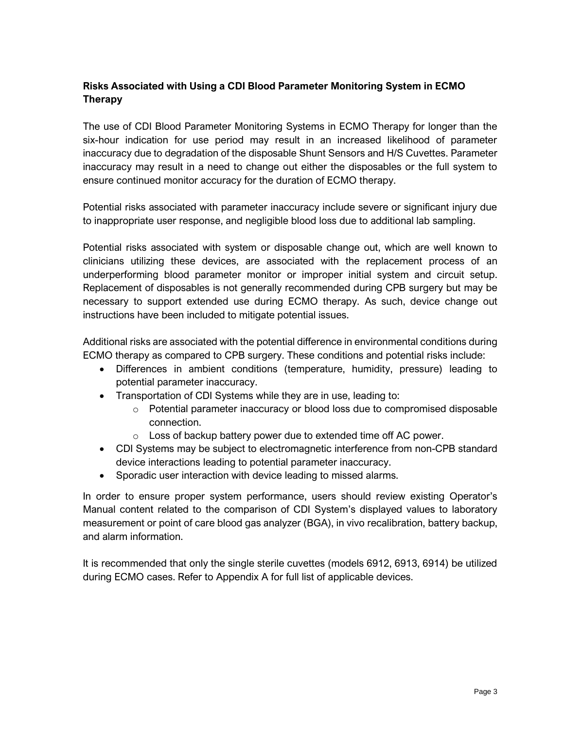## Risks Associated with Using a CDI Blood Parameter Monitoring System in ECMO Therapy

The use of CDI Blood Parameter Monitoring Systems in ECMO Therapy for longer than the six-hour indication for use period may result in an increased likelihood of parameter inaccuracy due to degradation of the disposable Shunt Sensors and H/S Cuvettes. Parameter inaccuracy may result in a need to change out either the disposables or the full system to ensure continued monitor accuracy for the duration of ECMO therapy.

Potential risks associated with parameter inaccuracy include severe or significant injury due to inappropriate user response, and negligible blood loss due to additional lab sampling.

Potential risks associated with system or disposable change out, which are well known to clinicians utilizing these devices, are associated with the replacement process of an underperforming blood parameter monitor or improper initial system and circuit setup. Replacement of disposables is not generally recommended during CPB surgery but may be necessary to support extended use during ECMO therapy. As such, device change out instructions have been included to mitigate potential issues.

Additional risks are associated with the potential difference in environmental conditions during ECMO therapy as compared to CPB surgery. These conditions and potential risks include:

- Differences in ambient conditions (temperature, humidity, pressure) leading to potential parameter inaccuracy.
- Transportation of CDI Systems while they are in use, leading to:
  - Potential parameter inaccuracy or blood loss due to compromised disposable connection.
  - Loss of backup battery power due to extended time off AC power.
- CDI Systems may be subject to electromagnetic interference from non-CPB standard device interactions leading to potential parameter inaccuracy.
- Sporadic user interaction with device leading to missed alarms.

In order to ensure proper system performance, users should review existing Operator's Manual content related to the comparison of CDI System's displayed values to laboratory measurement or point of care blood gas analyzer (BGA), in vivo recalibration, battery backup, and alarm information.

It is recommended that only the single sterile cuvettes (models 6912, 6913, 6914) be utilized during ECMO cases. Refer to Appendix A for full list of applicable devices.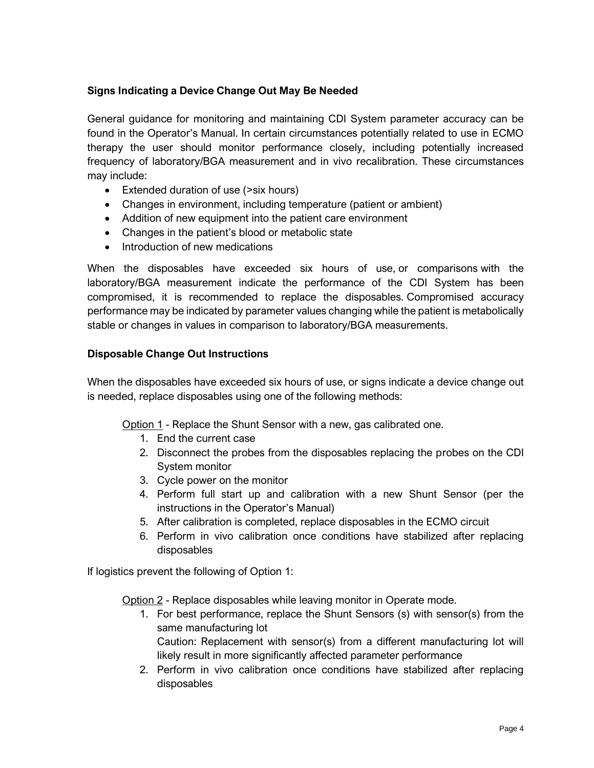### Signs Indicating a Device Change Out May Be Needed

General guidance for monitoring and maintaining CDI System parameter accuracy can be found in the Operator's Manual. In certain circumstances potentially related to use in ECMO therapy the user should monitor performance closely, including potentially increased frequency of laboratory/BGA measurement and in vivo recalibration. These circumstances may include:

- Extended duration of use (>six hours)
- Changes in environment, including temperature (patient or ambient)
- Addition of new equipment into the patient care environment
- Changes in the patient's blood or metabolic state
- Introduction of new medications

When the disposables have exceeded six hours of use, or comparisons with the laboratory/BGA measurement indicate the performance of the CDI System has been compromised, it is recommended to replace the disposables. Compromised accuracy performance may be indicated by parameter values changing while the patient is metabolically stable or changes in values in comparison to laboratory/BGA measurements.

### Disposable Change Out Instructions

When the disposables have exceeded six hours of use, or signs indicate a device change out is needed, replace disposables using one of the following methods:

Option 1 - Replace the Shunt Sensor with a new, gas calibrated one.

1. End the current case
2. Disconnect the probes from the disposables replacing the probes on the CDI System monitor
3. Cycle power on the monitor
4. Perform full start up and calibration with a new Shunt Sensor (per the instructions in the Operator's Manual)
5. After calibration is completed, replace disposables in the ECMO circuit
6. Perform in vivo calibration once conditions have stabilized after replacing disposables

If logistics prevent the following of Option 1:

Option 2 - Replace disposables while leaving monitor in Operate mode.

1. For best performance, replace the Shunt Sensors (s) with sensor(s) from the same manufacturing lot

   Caution: Replacement with sensor(s) from a different manufacturing lot will likely result in more significantly affected parameter performance
2. Perform in vivo calibration once conditions have stabilized after replacing disposables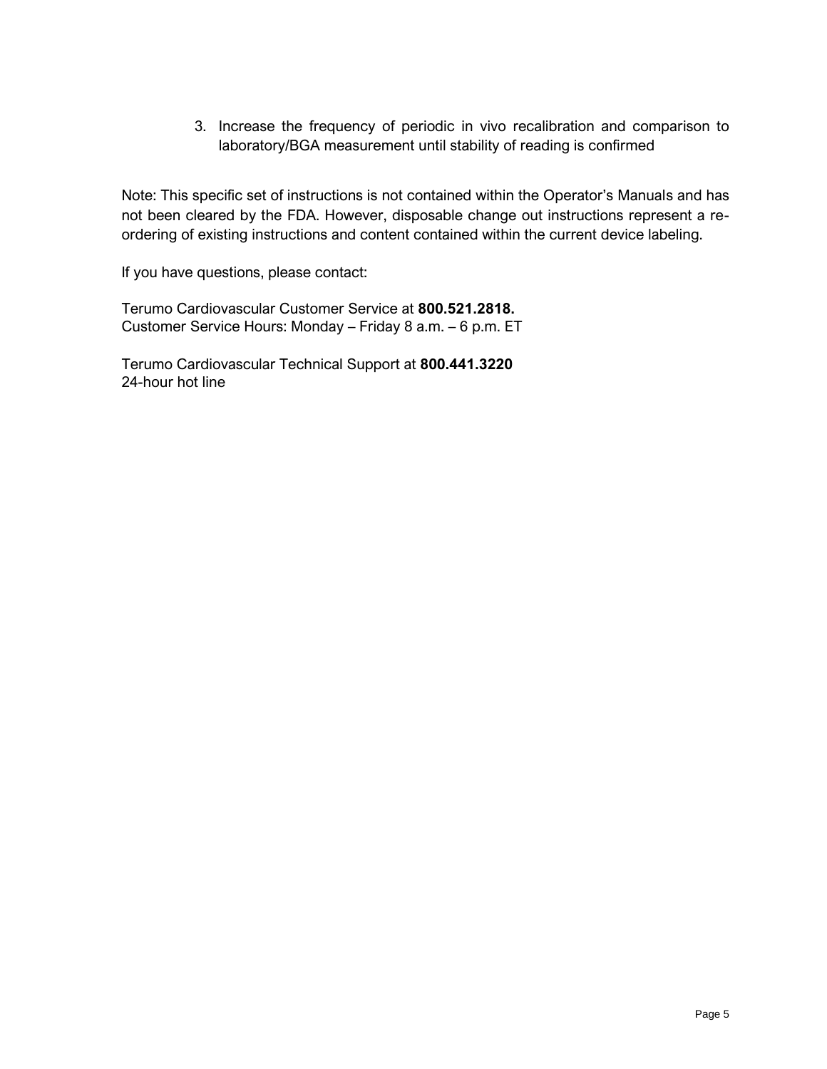3. Increase the frequency of periodic in vivo recalibration and comparison to laboratory/BGA measurement until stability of reading is confirmed

Note: This specific set of instructions is not contained within the Operator's Manuals and has not been cleared by the FDA. However, disposable change out instructions represent a re-ordering of existing instructions and content contained within the current device labeling.

If you have questions, please contact:

Terumo Cardiovascular Customer Service at **800.521.2818.**
Customer Service Hours: Monday – Friday 8 a.m. – 6 p.m. ET

Terumo Cardiovascular Technical Support at **800.441.3220**
24-hour hot line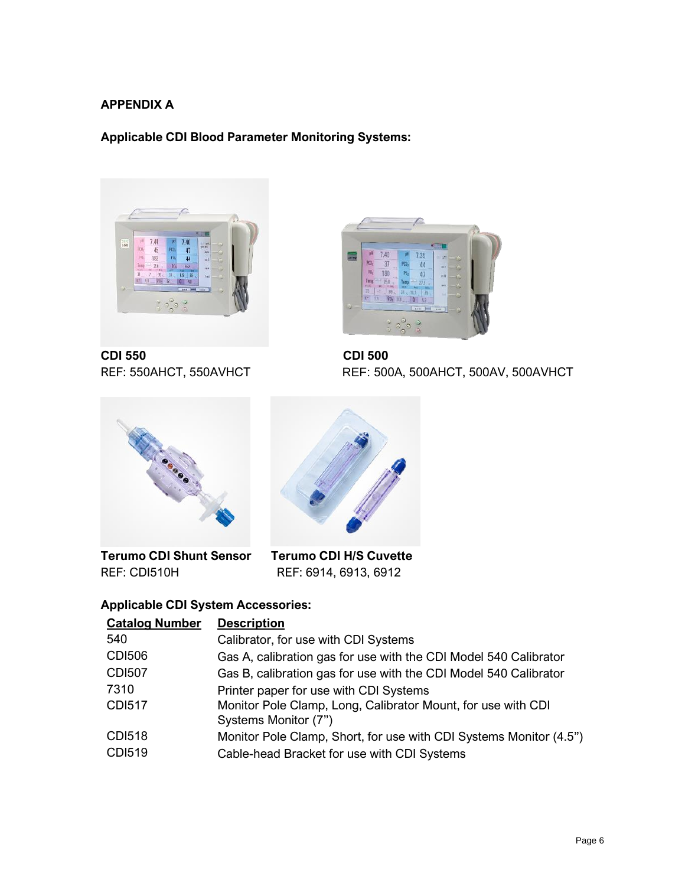**APPENDIX A**

**Applicable CDI Blood Parameter Monitoring Systems:**

**CDI 550**
REF: 550AHCT, 550AVHCT

**CDI 500**
REF: 500A, 500AHCT, 500AV, 500AVHCT

**Terumo CDI Shunt Sensor**
REF: CDI510H

**Terumo CDI H/S Cuvette**
REF: 6914, 6913, 6912

**Applicable CDI System Accessories:**

| Catalog Number | Description |
|---|---|
| 540 | Calibrator, for use with CDI Systems |
| CDI506 | Gas A, calibration gas for use with the CDI Model 540 Calibrator |
| CDI507 | Gas B, calibration gas for use with the CDI Model 540 Calibrator |
| 7310 | Printer paper for use with CDI Systems |
| CDI517 | Monitor Pole Clamp, Long, Calibrator Mount, for use with CDI Systems Monitor (7") |
| CDI518 | Monitor Pole Clamp, Short, for use with CDI Systems Monitor (4.5") |
| CDI519 | Cable-head Bracket for use with CDI Systems |